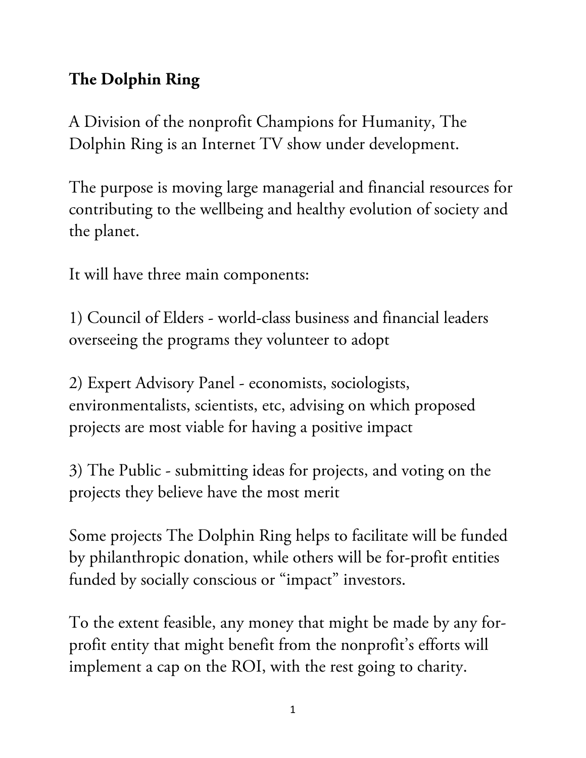# The Dolphin Ring

A Division of the nonprofit Champions for Humanity, The Dolphin Ring is an Internet TV show under development.

The purpose is moving large managerial and financial resources for contributing to the wellbeing and healthy evolution of society and the planet.

It will have three main components:

1) Council of Elders - world-class business and financial leaders overseeing the programs they volunteer to adopt

2) Expert Advisory Panel - economists, sociologists, environmentalists, scientists, etc, advising on which proposed projects are most viable for having a positive impact

3) The Public - submitting ideas for projects, and voting on the projects they believe have the most merit

Some projects The Dolphin Ring helps to facilitate will be funded by philanthropic donation, while others will be for-profit entities funded by socially conscious or "impact" investors.

To the extent feasible, any money that might be made by any for-profit entity that might benefit from the nonprofit's efforts will implement a cap on the ROI, with the rest going to charity.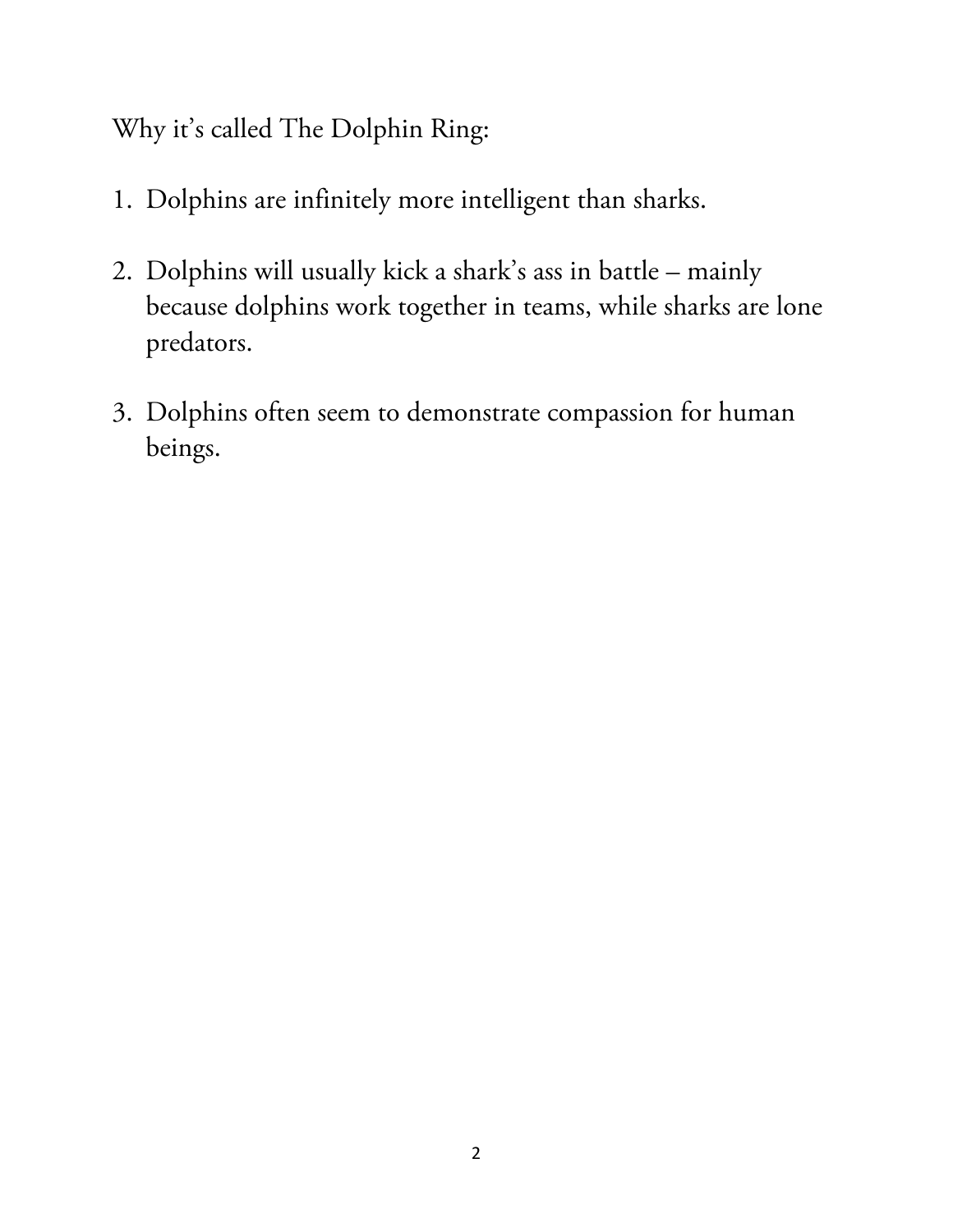Why it's called The Dolphin Ring:

1. Dolphins are infinitely more intelligent than sharks.

2. Dolphins will usually kick a shark's ass in battle – mainly because dolphins work together in teams, while sharks are lone predators.

3. Dolphins often seem to demonstrate compassion for human beings.